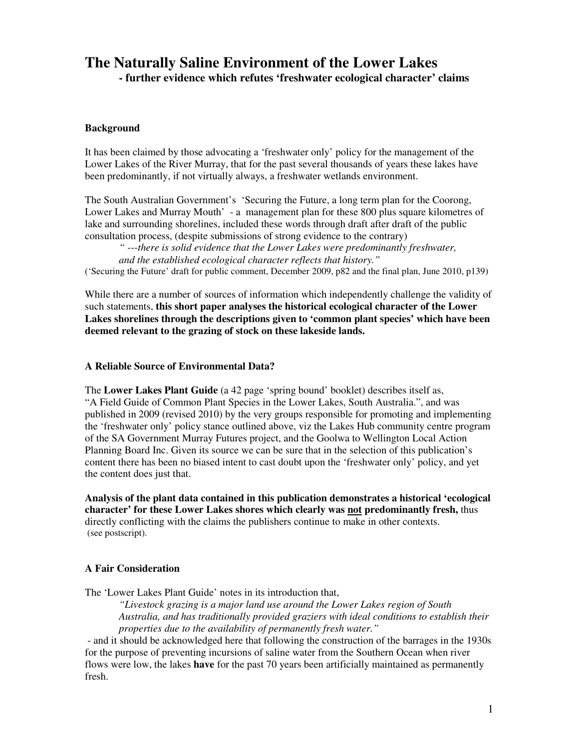# The Naturally Saline Environment of the Lower Lakes

**- further evidence which refutes 'freshwater ecological character' claims**

### Background

It has been claimed by those advocating a 'freshwater only' policy for the management of the Lower Lakes of the River Murray, that for the past several thousands of years these lakes have been predominantly, if not virtually always, a freshwater wetlands environment.

The South Australian Government's 'Securing the Future, a long term plan for the Coorong, Lower Lakes and Murray Mouth' - a management plan for these 800 plus square kilometres of lake and surrounding shorelines, included these words through draft after draft of the public consultation process, (despite submissions of strong evidence to the contrary)

> *" ---there is solid evidence that the Lower Lakes were predominantly freshwater, and the established ecological character reflects that history."*

('Securing the Future' draft for public comment, December 2009, p82 and the final plan, June 2010, p139)

While there are a number of sources of information which independently challenge the validity of such statements, **this short paper analyses the historical ecological character of the Lower Lakes shorelines through the descriptions given to 'common plant species' which have been deemed relevant to the grazing of stock on these lakeside lands.**

### A Reliable Source of Environmental Data?

The **Lower Lakes Plant Guide** (a 42 page 'spring bound' booklet) describes itself as, "A Field Guide of Common Plant Species in the Lower Lakes, South Australia.", and was published in 2009 (revised 2010) by the very groups responsible for promoting and implementing the 'freshwater only' policy stance outlined above, viz the Lakes Hub community centre program of the SA Government Murray Futures project, and the Goolwa to Wellington Local Action Planning Board Inc. Given its source we can be sure that in the selection of this publication's content there has been no biased intent to cast doubt upon the 'freshwater only' policy, and yet the content does just that.

**Analysis of the plant data contained in this publication demonstrates a historical 'ecological character' for these Lower Lakes shores which clearly was <u>not</u> predominantly fresh,** thus directly conflicting with the claims the publishers continue to make in other contexts. (see postscript).

### A Fair Consideration

The 'Lower Lakes Plant Guide' notes in its introduction that,

> *"Livestock grazing is a major land use around the Lower Lakes region of South Australia, and has traditionally provided graziers with ideal conditions to establish their properties due to the availability of permanently fresh water."*

- and it should be acknowledged here that following the construction of the barrages in the 1930s for the purpose of preventing incursions of saline water from the Southern Ocean when river flows were low, the lakes **have** for the past 70 years been artificially maintained as permanently fresh.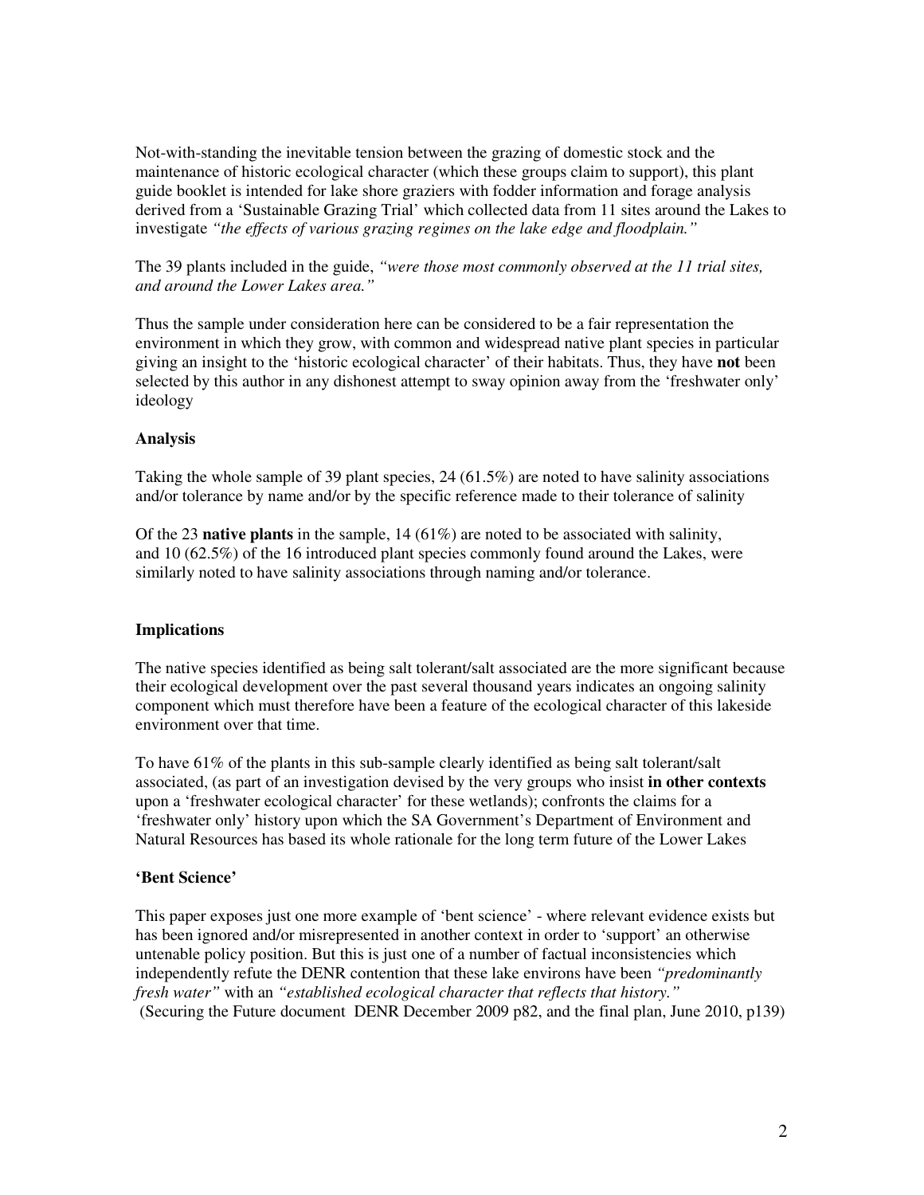Not-with-standing the inevitable tension between the grazing of domestic stock and the maintenance of historic ecological character (which these groups claim to support), this plant guide booklet is intended for lake shore graziers with fodder information and forage analysis derived from a 'Sustainable Grazing Trial' which collected data from 11 sites around the Lakes to investigate *"the effects of various grazing regimes on the lake edge and floodplain."*

The 39 plants included in the guide, *"were those most commonly observed at the 11 trial sites, and around the Lower Lakes area."*

Thus the sample under consideration here can be considered to be a fair representation the environment in which they grow, with common and widespread native plant species in particular giving an insight to the 'historic ecological character' of their habitats. Thus, they have **not** been selected by this author in any dishonest attempt to sway opinion away from the 'freshwater only' ideology

**Analysis**

Taking the whole sample of 39 plant species, 24 (61.5%) are noted to have salinity associations and/or tolerance by name and/or by the specific reference made to their tolerance of salinity

Of the 23 **native plants** in the sample, 14 (61%) are noted to be associated with salinity, and 10 (62.5%) of the 16 introduced plant species commonly found around the Lakes, were similarly noted to have salinity associations through naming and/or tolerance.

**Implications**

The native species identified as being salt tolerant/salt associated are the more significant because their ecological development over the past several thousand years indicates an ongoing salinity component which must therefore have been a feature of the ecological character of this lakeside environment over that time.

To have 61% of the plants in this sub-sample clearly identified as being salt tolerant/salt associated, (as part of an investigation devised by the very groups who insist **in other contexts** upon a 'freshwater ecological character' for these wetlands); confronts the claims for a 'freshwater only' history upon which the SA Government's Department of Environment and Natural Resources has based its whole rationale for the long term future of the Lower Lakes

**'Bent Science'**

This paper exposes just one more example of 'bent science' - where relevant evidence exists but has been ignored and/or misrepresented in another context in order to 'support' an otherwise untenable policy position. But this is just one of a number of factual inconsistencies which independently refute the DENR contention that these lake environs have been *"predominantly fresh water"* with an *"established ecological character that reflects that history."*
(Securing the Future document DENR December 2009 p82, and the final plan, June 2010, p139)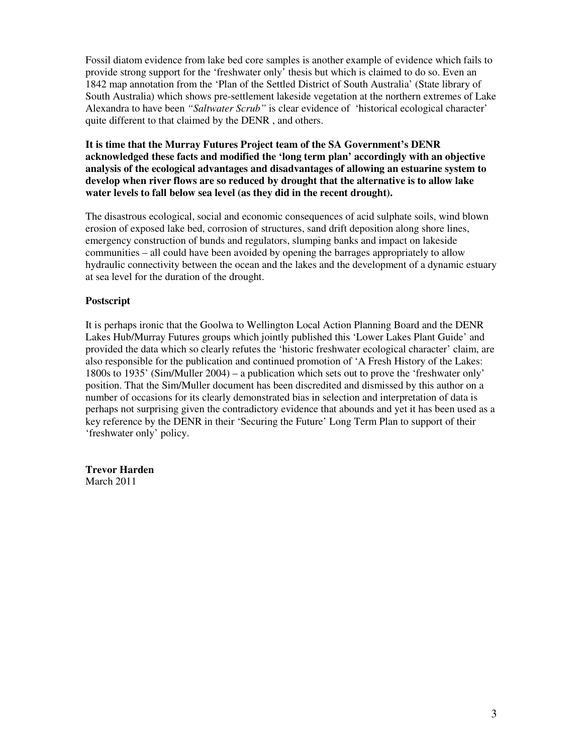Fossil diatom evidence from lake bed core samples is another example of evidence which fails to provide strong support for the 'freshwater only' thesis but which is claimed to do so. Even an 1842 map annotation from the 'Plan of the Settled District of South Australia' (State library of South Australia) which shows pre-settlement lakeside vegetation at the northern extremes of Lake Alexandra to have been *"Saltwater Scrub"* is clear evidence of 'historical ecological character' quite different to that claimed by the DENR , and others.

**It is time that the Murray Futures Project team of the SA Government's DENR acknowledged these facts and modified the 'long term plan' accordingly with an objective analysis of the ecological advantages and disadvantages of allowing an estuarine system to develop when river flows are so reduced by drought that the alternative is to allow lake water levels to fall below sea level (as they did in the recent drought).**

The disastrous ecological, social and economic consequences of acid sulphate soils, wind blown erosion of exposed lake bed, corrosion of structures, sand drift deposition along shore lines, emergency construction of bunds and regulators, slumping banks and impact on lakeside communities – all could have been avoided by opening the barrages appropriately to allow hydraulic connectivity between the ocean and the lakes and the development of a dynamic estuary at sea level for the duration of the drought.

**Postscript**

It is perhaps ironic that the Goolwa to Wellington Local Action Planning Board and the DENR Lakes Hub/Murray Futures groups which jointly published this 'Lower Lakes Plant Guide' and provided the data which so clearly refutes the 'historic freshwater ecological character' claim, are also responsible for the publication and continued promotion of 'A Fresh History of the Lakes: 1800s to 1935' (Sim/Muller 2004) – a publication which sets out to prove the 'freshwater only' position. That the Sim/Muller document has been discredited and dismissed by this author on a number of occasions for its clearly demonstrated bias in selection and interpretation of data is perhaps not surprising given the contradictory evidence that abounds and yet it has been used as a key reference by the DENR in their 'Securing the Future' Long Term Plan to support of their 'freshwater only' policy.

**Trevor Harden**
March 2011